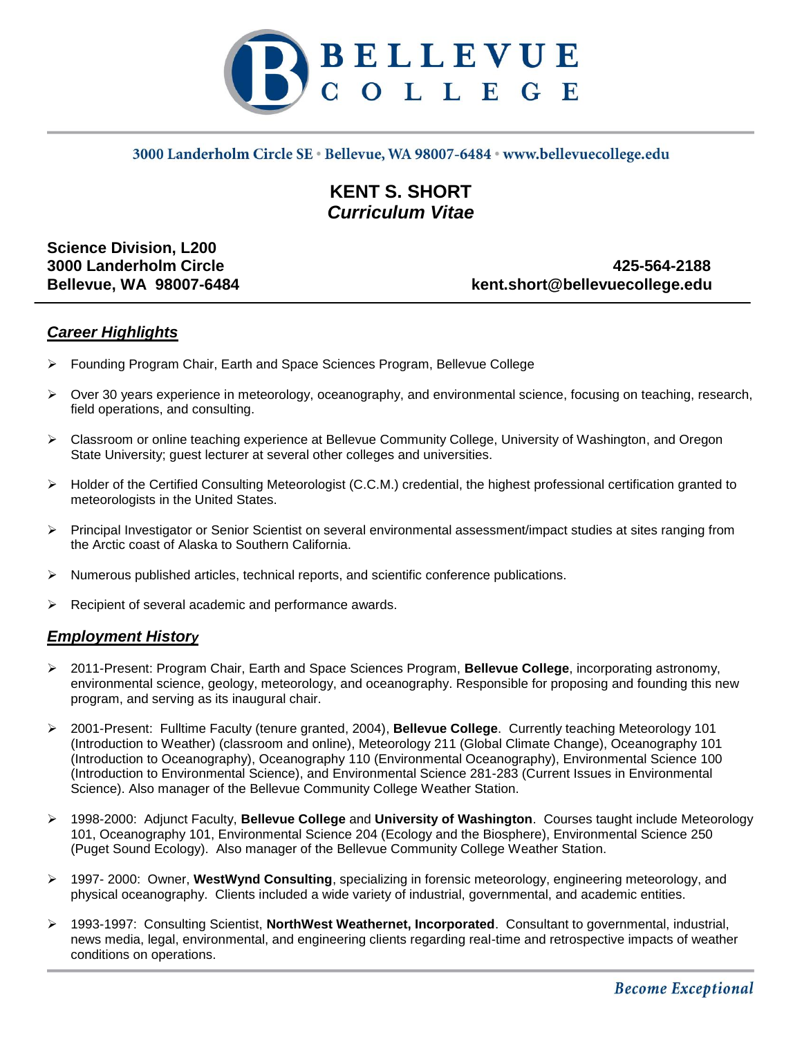# BELLEVUE COLLEGE

3000 Landerholm Circle SE • Bellevue, WA 98007-6484 • www.bellevuecollege.edu

## KENT S. SHORT
### *Curriculum Vitae*

**Science Division, L200**
**3000 Landerholm Circle**
**Bellevue, WA 98007-6484**

**425-564-2188**
**kent.short@bellevuecollege.edu**

---

## ***Career Highlights***

- Founding Program Chair, Earth and Space Sciences Program, Bellevue College
- Over 30 years experience in meteorology, oceanography, and environmental science, focusing on teaching, research, field operations, and consulting.
- Classroom or online teaching experience at Bellevue Community College, University of Washington, and Oregon State University; guest lecturer at several other colleges and universities.
- Holder of the Certified Consulting Meteorologist (C.C.M.) credential, the highest professional certification granted to meteorologists in the United States.
- Principal Investigator or Senior Scientist on several environmental assessment/impact studies at sites ranging from the Arctic coast of Alaska to Southern California.
- Numerous published articles, technical reports, and scientific conference publications.
- Recipient of several academic and performance awards.

## ***Employment History***

- 2011-Present: Program Chair, Earth and Space Sciences Program, **Bellevue College**, incorporating astronomy, environmental science, geology, meteorology, and oceanography. Responsible for proposing and founding this new program, and serving as its inaugural chair.
- 2001-Present: Fulltime Faculty (tenure granted, 2004), **Bellevue College**. Currently teaching Meteorology 101 (Introduction to Weather) (classroom and online), Meteorology 211 (Global Climate Change), Oceanography 101 (Introduction to Oceanography), Oceanography 110 (Environmental Oceanography), Environmental Science 100 (Introduction to Environmental Science), and Environmental Science 281-283 (Current Issues in Environmental Science). Also manager of the Bellevue Community College Weather Station.
- 1998-2000: Adjunct Faculty, **Bellevue College** and **University of Washington**. Courses taught include Meteorology 101, Oceanography 101, Environmental Science 204 (Ecology and the Biosphere), Environmental Science 250 (Puget Sound Ecology). Also manager of the Bellevue Community College Weather Station.
- 1997- 2000: Owner, **WestWynd Consulting**, specializing in forensic meteorology, engineering meteorology, and physical oceanography. Clients included a wide variety of industrial, governmental, and academic entities.
- 1993-1997: Consulting Scientist, **NorthWest Weathernet, Incorporated**. Consultant to governmental, industrial, news media, legal, environmental, and engineering clients regarding real-time and retrospective impacts of weather conditions on operations.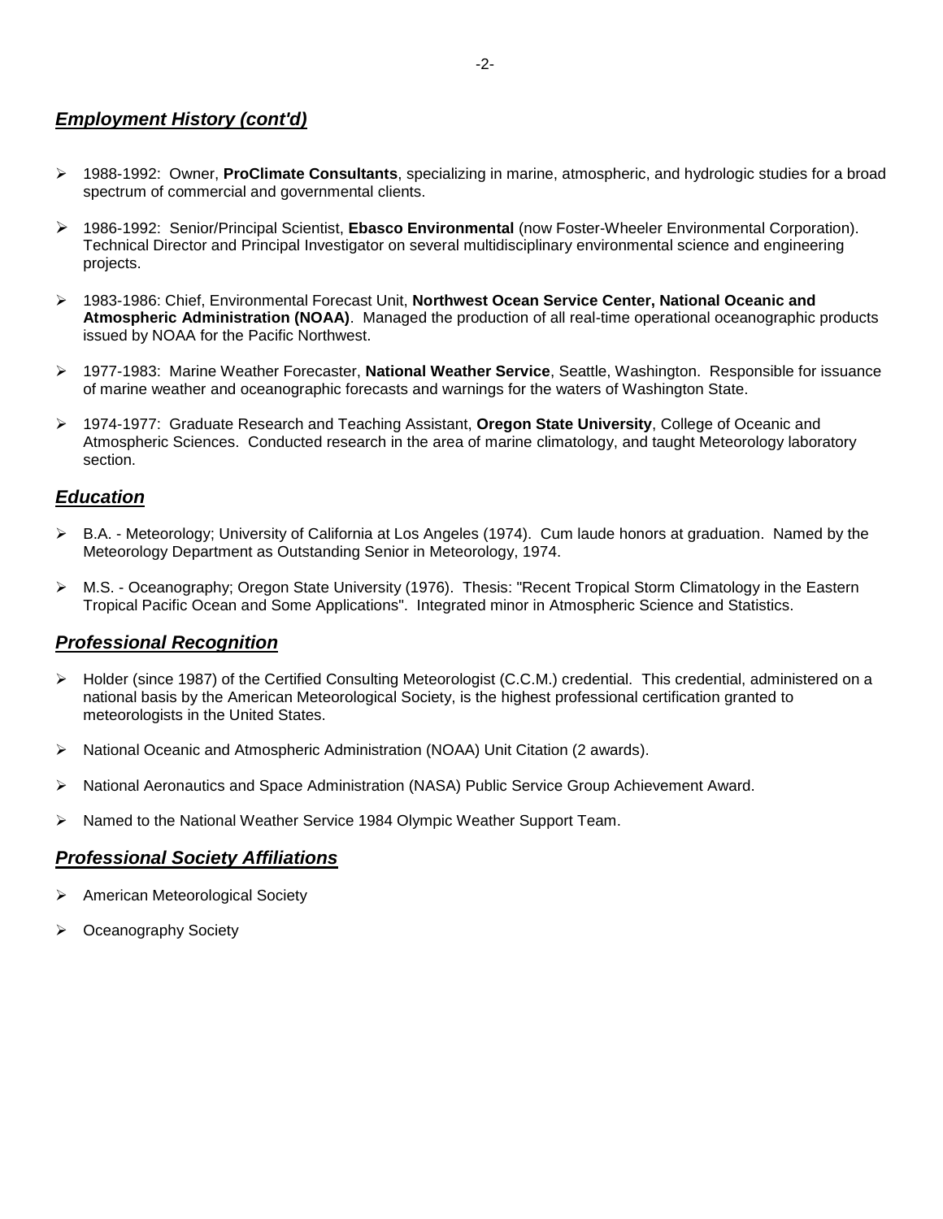## ***Employment History (cont'd)***

- 1988-1992: Owner, **ProClimate Consultants**, specializing in marine, atmospheric, and hydrologic studies for a broad spectrum of commercial and governmental clients.

- 1986-1992: Senior/Principal Scientist, **Ebasco Environmental** (now Foster-Wheeler Environmental Corporation). Technical Director and Principal Investigator on several multidisciplinary environmental science and engineering projects.

- 1983-1986: Chief, Environmental Forecast Unit, **Northwest Ocean Service Center, National Oceanic and Atmospheric Administration (NOAA)**. Managed the production of all real-time operational oceanographic products issued by NOAA for the Pacific Northwest.

- 1977-1983: Marine Weather Forecaster, **National Weather Service**, Seattle, Washington. Responsible for issuance of marine weather and oceanographic forecasts and warnings for the waters of Washington State.

- 1974-1977: Graduate Research and Teaching Assistant, **Oregon State University**, College of Oceanic and Atmospheric Sciences. Conducted research in the area of marine climatology, and taught Meteorology laboratory section.

## ***Education***

- B.A. - Meteorology; University of California at Los Angeles (1974). Cum laude honors at graduation. Named by the Meteorology Department as Outstanding Senior in Meteorology, 1974.

- M.S. - Oceanography; Oregon State University (1976). Thesis: "Recent Tropical Storm Climatology in the Eastern Tropical Pacific Ocean and Some Applications". Integrated minor in Atmospheric Science and Statistics.

## ***Professional Recognition***

- Holder (since 1987) of the Certified Consulting Meteorologist (C.C.M.) credential. This credential, administered on a national basis by the American Meteorological Society, is the highest professional certification granted to meteorologists in the United States.

- National Oceanic and Atmospheric Administration (NOAA) Unit Citation (2 awards).

- National Aeronautics and Space Administration (NASA) Public Service Group Achievement Award.

- Named to the National Weather Service 1984 Olympic Weather Support Team.

## ***Professional Society Affiliations***

- American Meteorological Society

- Oceanography Society